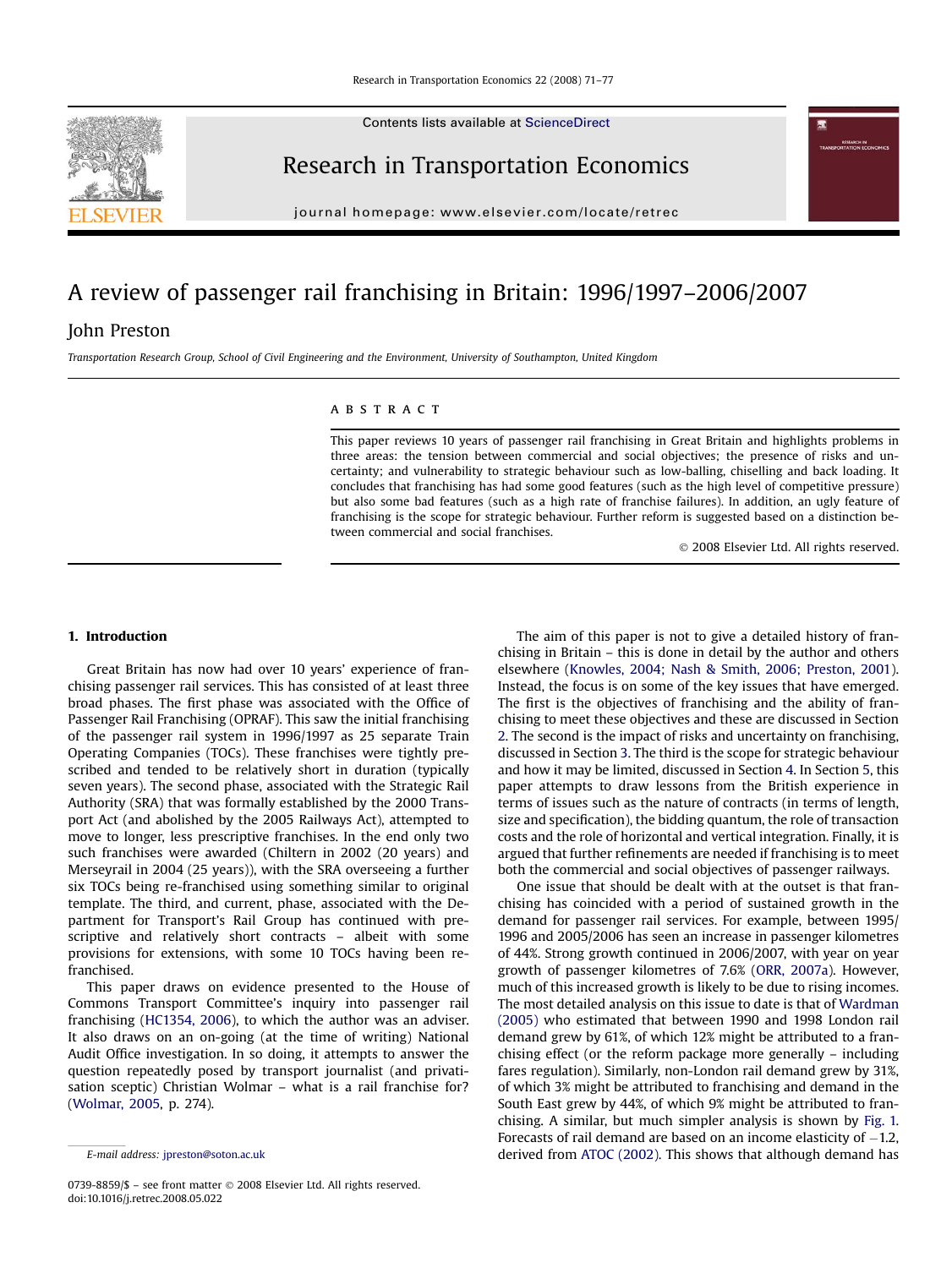# A review of passenger rail franchising in Britain: 1996/1997–2006/2007

John Preston

*Transportation Research Group, School of Civil Engineering and the Environment, University of Southampton, United Kingdom*

## ABSTRACT

This paper reviews 10 years of passenger rail franchising in Great Britain and highlights problems in three areas: the tension between commercial and social objectives; the presence of risks and uncertainty; and vulnerability to strategic behaviour such as low-balling, chiselling and back loading. It concludes that franchising has had some good features (such as the high level of competitive pressure) but also some bad features (such as a high rate of franchise failures). In addition, an ugly feature of franchising is the scope for strategic behaviour. Further reform is suggested based on a distinction between commercial and social franchises.

© 2008 Elsevier Ltd. All rights reserved.

## 1. Introduction

Great Britain has now had over 10 years' experience of franchising passenger rail services. This has consisted of at least three broad phases. The first phase was associated with the Office of Passenger Rail Franchising (OPRAF). This saw the initial franchising of the passenger rail system in 1996/1997 as 25 separate Train Operating Companies (TOCs). These franchises were tightly prescribed and tended to be relatively short in duration (typically seven years). The second phase, associated with the Strategic Rail Authority (SRA) that was formally established by the 2000 Transport Act (and abolished by the 2005 Railways Act), attempted to move to longer, less prescriptive franchises. In the end only two such franchises were awarded (Chiltern in 2002 (20 years) and Merseyrail in 2004 (25 years)), with the SRA overseeing a further six TOCs being re-franchised using something similar to original template. The third, and current, phase, associated with the Department for Transport's Rail Group has continued with prescriptive and relatively short contracts – albeit with some provisions for extensions, with some 10 TOCs having been re-franchised.

This paper draws on evidence presented to the House of Commons Transport Committee's inquiry into passenger rail franchising (HC1354, 2006), to which the author was an adviser. It also draws on an on-going (at the time of writing) National Audit Office investigation. In so doing, it attempts to answer the question repeatedly posed by transport journalist (and privatisation sceptic) Christian Wolmar – what is a rail franchise for? (Wolmar, 2005, p. 274).

The aim of this paper is not to give a detailed history of franchising in Britain – this is done in detail by the author and others elsewhere (Knowles, 2004; Nash & Smith, 2006; Preston, 2001). Instead, the focus is on some of the key issues that have emerged. The first is the objectives of franchising and the ability of franchising to meet these objectives and these are discussed in Section 2. The second is the impact of risks and uncertainty on franchising, discussed in Section 3. The third is the scope for strategic behaviour and how it may be limited, discussed in Section 4. In Section 5, this paper attempts to draw lessons from the British experience in terms of issues such as the nature of contracts (in terms of length, size and specification), the bidding quantum, the role of transaction costs and the role of horizontal and vertical integration. Finally, it is argued that further refinements are needed if franchising is to meet both the commercial and social objectives of passenger railways.

One issue that should be dealt with at the outset is that franchising has coincided with a period of sustained growth in the demand for passenger rail services. For example, between 1995/1996 and 2005/2006 has seen an increase in passenger kilometres of 44%. Strong growth continued in 2006/2007, with year on year growth of passenger kilometres of 7.6% (ORR, 2007a). However, much of this increased growth is likely to be due to rising incomes. The most detailed analysis on this issue to date is that of Wardman (2005) who estimated that between 1990 and 1998 London rail demand grew by 61%, of which 12% might be attributed to a franchising effect (or the reform package more generally – including fares regulation). Similarly, non-London rail demand grew by 31%, of which 3% might be attributed to franchising and demand in the South East grew by 44%, of which 9% might be attributed to franchising. A similar, but much simpler analysis is shown by Fig. 1. Forecasts of rail demand are based on an income elasticity of −1.2, derived from ATOC (2002). This shows that although demand has

E-mail address: jpreston@soton.ac.uk

0739-8859/$ – see front matter © 2008 Elsevier Ltd. All rights reserved.
doi:10.1016/j.retrec.2008.05.022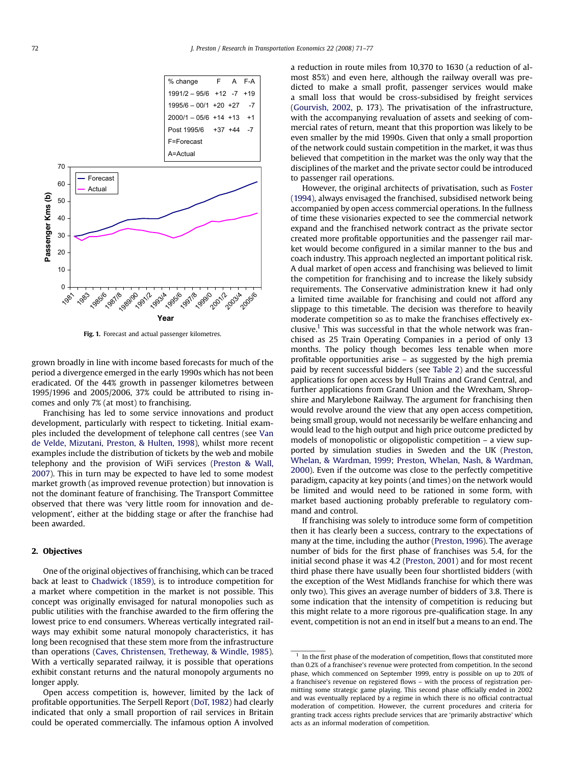| % change | F | A | F-A |
|---|---|---|---|
| 1991/2 – 95/6 | +12 | -7 | +19 |
| 1995/6 – 00/1 | +20 | +27 | -7 |
| 2000/1 – 05/6 | +14 | +13 | +1 |
| Post 1995/6 | +37 | +44 | -7 |

F=Forecast
A=Actual

Fig. 1. Forecast and actual passenger kilometres.

grown broadly in line with income based forecasts for much of the period a divergence emerged in the early 1990s which has not been eradicated. Of the 44% growth in passenger kilometres between 1995/1996 and 2005/2006, 37% could be attributed to rising incomes and only 7% (at most) to franchising.

Franchising has led to some service innovations and product development, particularly with respect to ticketing. Initial examples included the development of telephone call centres (see Van de Velde, Mizutani, Preston, & Hulten, 1998), whilst more recent examples include the distribution of tickets by the web and mobile telephony and the provision of WiFi services (Preston & Wall, 2007). This in turn may be expected to have led to some modest market growth (as improved revenue protection) but innovation is not the dominant feature of franchising. The Transport Committee observed that there was 'very little room for innovation and development', either at the bidding stage or after the franchise had been awarded.

## 2. Objectives

One of the original objectives of franchising, which can be traced back at least to Chadwick (1859), is to introduce competition for a market where competition in the market is not possible. This concept was originally envisaged for natural monopolies such as public utilities with the franchise awarded to the firm offering the lowest price to end consumers. Whereas vertically integrated railways may exhibit some natural monopoly characteristics, it has long been recognised that these stem more from the infrastructure than operations (Caves, Christensen, Tretheway, & Windle, 1985). With a vertically separated railway, it is possible that operations exhibit constant returns and the natural monopoly arguments no longer apply.

Open access competition is, however, limited by the lack of profitable opportunities. The Serpell Report (DoT, 1982) had clearly indicated that only a small proportion of rail services in Britain could be operated commercially. The infamous option A involved a reduction in route miles from 10,370 to 1630 (a reduction of almost 85%) and even here, although the railway overall was predicted to make a small profit, passenger services would make a small loss that would be cross-subsidised by freight services (Gourvish, 2002, p. 173). The privatisation of the infrastructure, with the accompanying revaluation of assets and seeking of commercial rates of return, meant that this proportion was likely to be even smaller by the mid 1990s. Given that only a small proportion of the network could sustain competition in the market, it was thus believed that competition in the market was the only way that the disciplines of the market and the private sector could be introduced to passenger rail operations.

However, the original architects of privatisation, such as Foster (1994), always envisaged the franchised, subsidised network being accompanied by open access commercial operations. In the fullness of time these visionaries expected to see the commercial network expand and the franchised network contract as the private sector created more profitable opportunities and the passenger rail market would become configured in a similar manner to the bus and coach industry. This approach neglected an important political risk. A dual market of open access and franchising was believed to limit the competition for franchising and to increase the likely subsidy requirements. The Conservative administration knew it had only a limited time available for franchising and could not afford any slippage to this timetable. The decision was therefore to heavily moderate competition so as to make the franchises effectively exclusive.[1] This was successful in that the whole network was franchised as 25 Train Operating Companies in a period of only 13 months. The policy though becomes less tenable when more profitable opportunities arise – as suggested by the high premia paid by recent successful bidders (see Table 2) and the successful applications for open access by Hull Trains and Grand Central, and further applications from Grand Union and the Wrexham, Shropshire and Marylebone Railway. The argument for franchising then would revolve around the view that any open access competition, being small group, would not necessarily be welfare enhancing and would lead to the high output and high price outcome predicted by models of monopolistic or oligopolistic competition – a view supported by simulation studies in Sweden and the UK (Preston, Whelan, & Wardman, 1999; Preston, Whelan, Nash, & Wardman, 2000). Even if the outcome was close to the perfectly competitive paradigm, capacity at key points (and times) on the network would be limited and would need to be rationed in some form, with market based auctioning probably preferable to regulatory command and control.

If franchising was solely to introduce some form of competition then it has clearly been a success, contrary to the expectations of many at the time, including the author (Preston, 1996). The average number of bids for the first phase of franchises was 5.4, for the initial second phase it was 4.2 (Preston, 2001) and for most recent third phase there have usually been four shortlisted bidders (with the exception of the West Midlands franchise for which there was only two). This gives an average number of bidders of 3.8. There is some indication that the intensity of competition is reducing but this might relate to a more rigorous pre-qualification stage. In any event, competition is not an end in itself but a means to an end. The

[1] In the first phase of the moderation of competition, flows that constituted more than 0.2% of a franchisee's revenue were protected from competition. In the second phase, which commenced on September 1999, entry is possible on up to 20% of a franchisee's revenue on registered flows – with the process of registration permitting some strategic game playing. This second phase officially ended in 2002 and was eventually replaced by a regime in which there is no official contractual moderation of competition. However, the current procedures and criteria for granting track access rights preclude services that are 'primarily abstractive' which acts as an informal moderation of competition.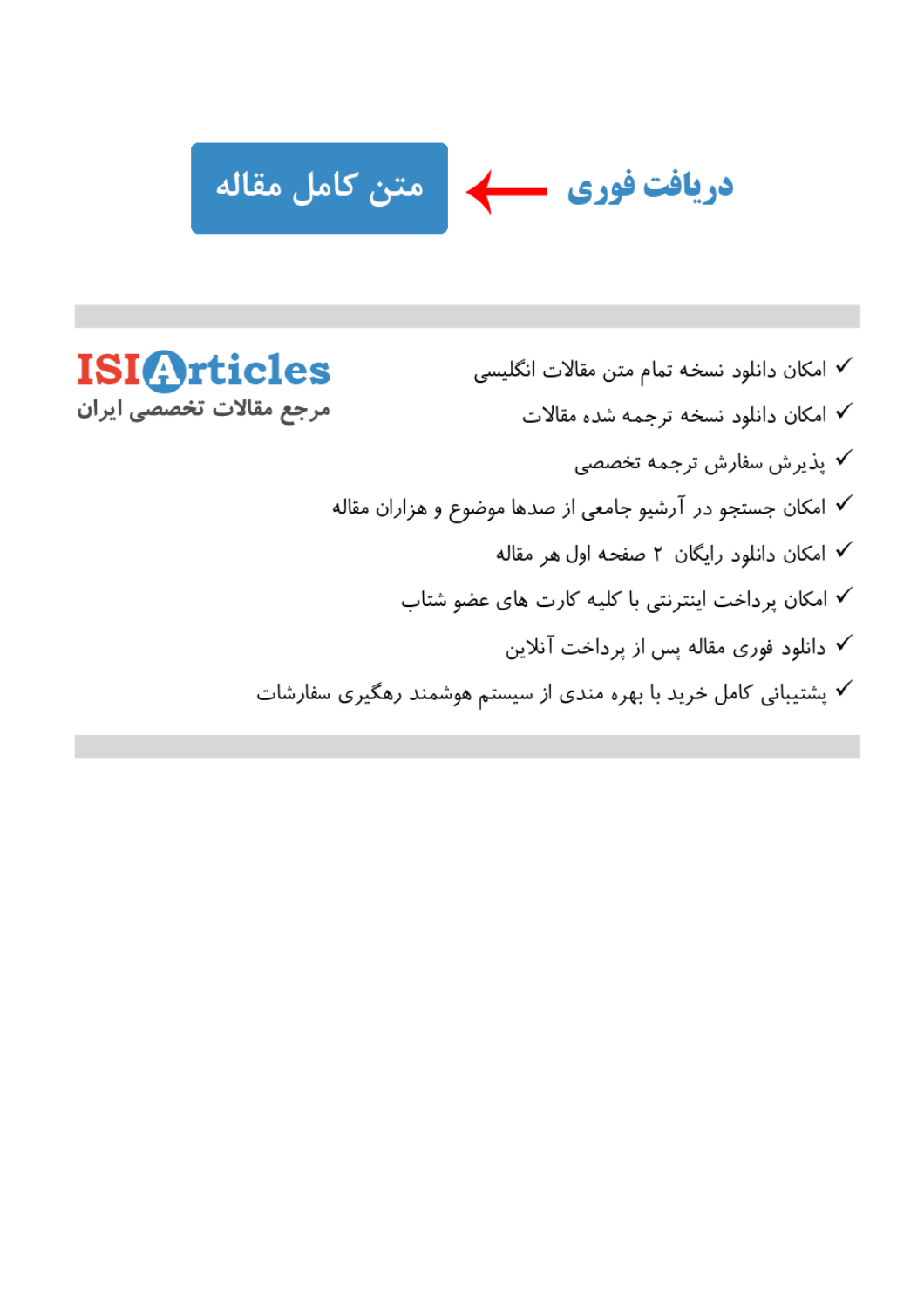دریافت فوری ← متن کامل مقاله

ISIArticles
مرجع مقالات تخصصی ایران

- ✓ امکان دانلود نسخه تمام متن مقالات انگلیسی
- ✓ امکان دانلود نسخه ترجمه شده مقالات
- ✓ پذیرش سفارش ترجمه تخصصی
- ✓ امکان جستجو در آرشیو جامعی از صدها موضوع و هزاران مقاله
- ✓ امکان دانلود رایگان ۲ صفحه اول هر مقاله
- ✓ امکان پرداخت اینترنتی با کلیه کارت های عضو شتاب
- ✓ دانلود فوری مقاله پس از پرداخت آنلاین
- ✓ پشتیبانی کامل خرید با بهره مندی از سیستم هوشمند رهگیری سفارشات